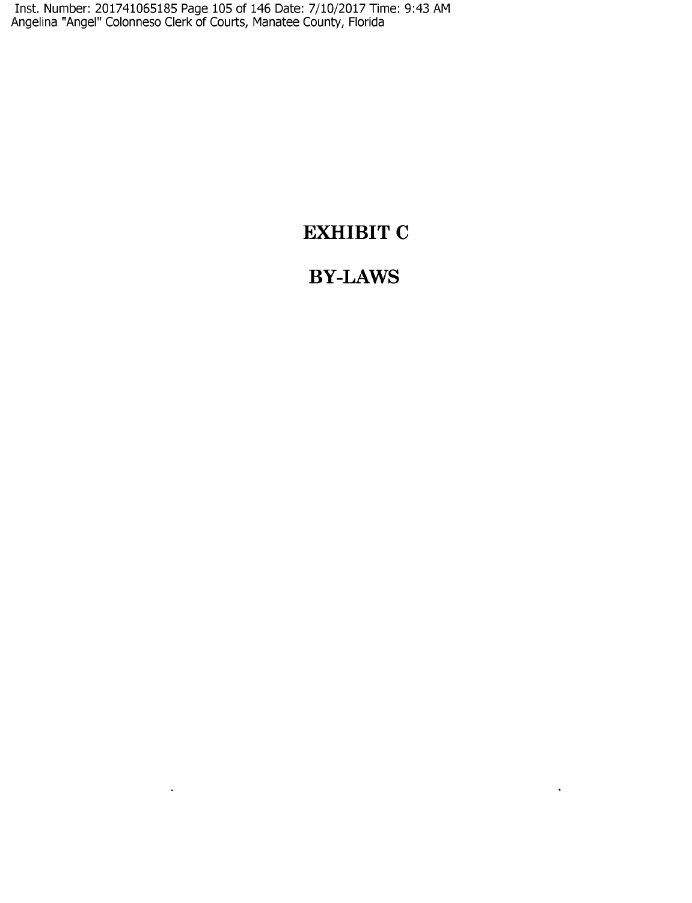# EXHIBIT C

# BY-LAWS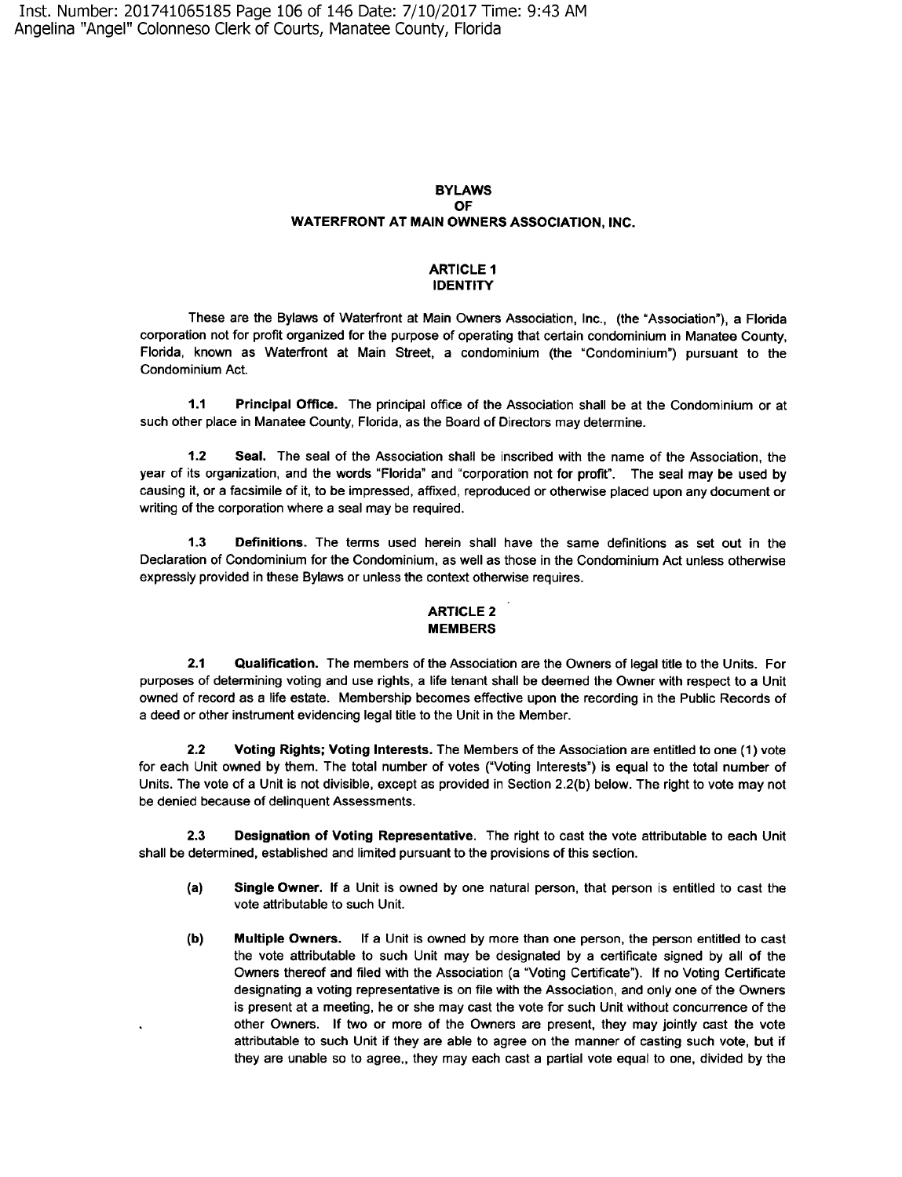**BYLAWS**
**OF**
**WATERFRONT AT MAIN OWNERS ASSOCIATION, INC.**

**ARTICLE 1**
**IDENTITY**

These are the Bylaws of Waterfront at Main Owners Association, Inc., (the "Association"), a Florida corporation not for profit organized for the purpose of operating that certain condominium in Manatee County, Florida, known as Waterfront at Main Street, a condominium (the "Condominium") pursuant to the Condominium Act.

**1.1 Principal Office.** The principal office of the Association shall be at the Condominium or at such other place in Manatee County, Florida, as the Board of Directors may determine.

**1.2 Seal.** The seal of the Association shall be inscribed with the name of the Association, the year of its organization, and the words "Florida" and "corporation not for profit". The seal may be used by causing it, or a facsimile of it, to be impressed, affixed, reproduced or otherwise placed upon any document or writing of the corporation where a seal may be required.

**1.3 Definitions.** The terms used herein shall have the same definitions as set out in the Declaration of Condominium for the Condominium, as well as those in the Condominium Act unless otherwise expressly provided in these Bylaws or unless the context otherwise requires.

**ARTICLE 2**
**MEMBERS**

**2.1 Qualification.** The members of the Association are the Owners of legal title to the Units. For purposes of determining voting and use rights, a life tenant shall be deemed the Owner with respect to a Unit owned of record as a life estate. Membership becomes effective upon the recording in the Public Records of a deed or other instrument evidencing legal title to the Unit in the Member.

**2.2 Voting Rights; Voting Interests.** The Members of the Association are entitled to one (1) vote for each Unit owned by them. The total number of votes ("Voting Interests") is equal to the total number of Units. The vote of a Unit is not divisible, except as provided in Section 2.2(b) below. The right to vote may not be denied because of delinquent Assessments.

**2.3 Designation of Voting Representative.** The right to cast the vote attributable to each Unit shall be determined, established and limited pursuant to the provisions of this section.

- **(a) Single Owner.** If a Unit is owned by one natural person, that person is entitled to cast the vote attributable to such Unit.

- **(b) Multiple Owners.** If a Unit is owned by more than one person, the person entitled to cast the vote attributable to such Unit may be designated by a certificate signed by all of the Owners thereof and filed with the Association (a "Voting Certificate"). If no Voting Certificate designating a voting representative is on file with the Association, and only one of the Owners is present at a meeting, he or she may cast the vote for such Unit without concurrence of the other Owners. If two or more of the Owners are present, they may jointly cast the vote attributable to such Unit if they are able to agree on the manner of casting such vote, but if they are unable so to agree,, they may each cast a partial vote equal to one, divided by the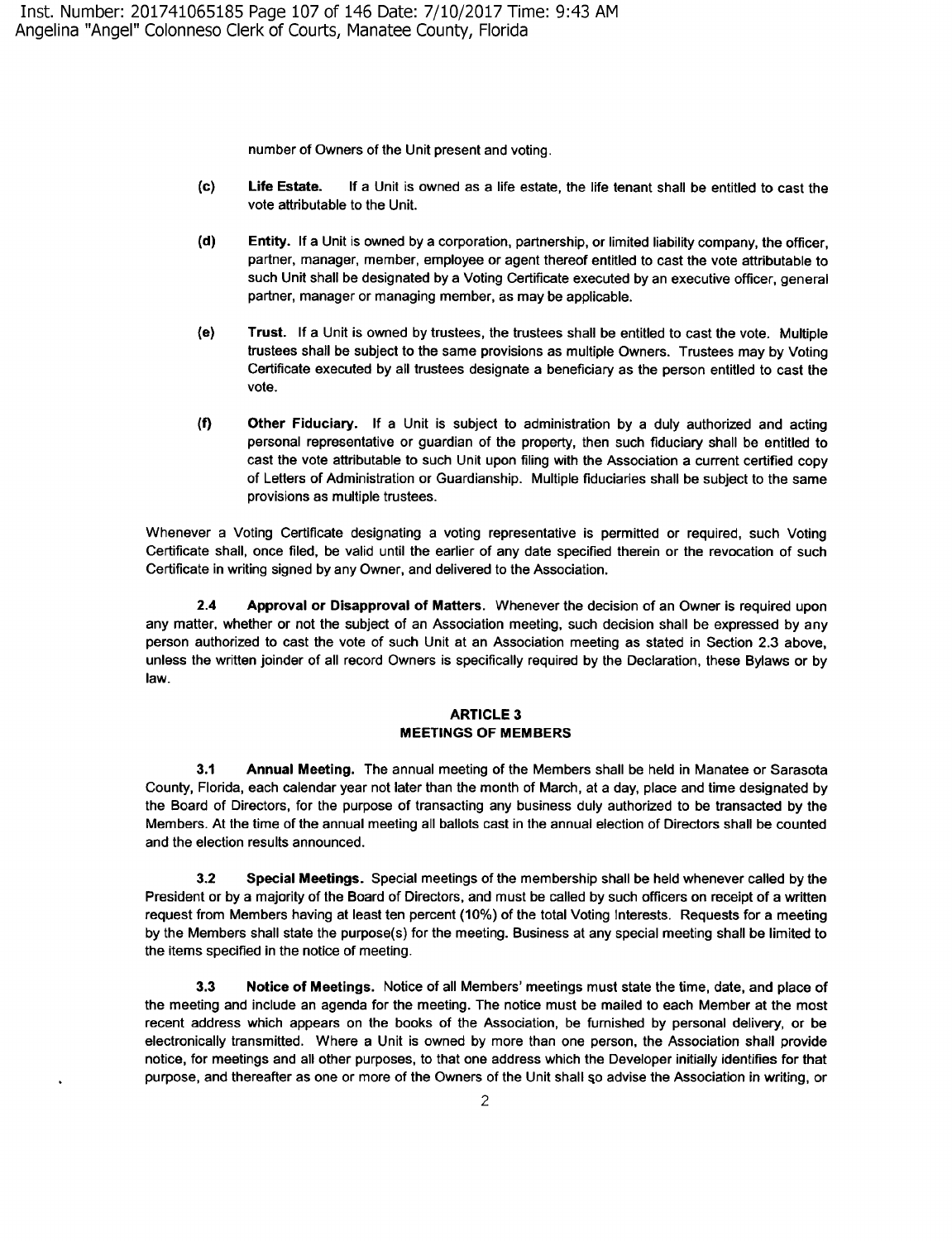number of Owners of the Unit present and voting.

**(c) Life Estate.** If a Unit is owned as a life estate, the life tenant shall be entitled to cast the vote attributable to the Unit.

**(d) Entity.** If a Unit is owned by a corporation, partnership, or limited liability company, the officer, partner, manager, member, employee or agent thereof entitled to cast the vote attributable to such Unit shall be designated by a Voting Certificate executed by an executive officer, general partner, manager or managing member, as may be applicable.

**(e) Trust.** If a Unit is owned by trustees, the trustees shall be entitled to cast the vote. Multiple trustees shall be subject to the same provisions as multiple Owners. Trustees may by Voting Certificate executed by all trustees designate a beneficiary as the person entitled to cast the vote.

**(f) Other Fiduciary.** If a Unit is subject to administration by a duly authorized and acting personal representative or guardian of the property, then such fiduciary shall be entitled to cast the vote attributable to such Unit upon filing with the Association a current certified copy of Letters of Administration or Guardianship. Multiple fiduciaries shall be subject to the same provisions as multiple trustees.

Whenever a Voting Certificate designating a voting representative is permitted or required, such Voting Certificate shall, once filed, be valid until the earlier of any date specified therein or the revocation of such Certificate in writing signed by any Owner, and delivered to the Association.

**2.4 Approval or Disapproval of Matters.** Whenever the decision of an Owner is required upon any matter, whether or not the subject of an Association meeting, such decision shall be expressed by any person authorized to cast the vote of such Unit at an Association meeting as stated in Section 2.3 above, unless the written joinder of all record Owners is specifically required by the Declaration, these Bylaws or by law.

## ARTICLE 3
## MEETINGS OF MEMBERS

**3.1 Annual Meeting.** The annual meeting of the Members shall be held in Manatee or Sarasota County, Florida, each calendar year not later than the month of March, at a day, place and time designated by the Board of Directors, for the purpose of transacting any business duly authorized to be transacted by the Members. At the time of the annual meeting all ballots cast in the annual election of Directors shall be counted and the election results announced.

**3.2 Special Meetings.** Special meetings of the membership shall be held whenever called by the President or by a majority of the Board of Directors, and must be called by such officers on receipt of a written request from Members having at least ten percent (10%) of the total Voting Interests. Requests for a meeting by the Members shall state the purpose(s) for the meeting. Business at any special meeting shall be limited to the items specified in the notice of meeting.

**3.3 Notice of Meetings.** Notice of all Members' meetings must state the time, date, and place of the meeting and include an agenda for the meeting. The notice must be mailed to each Member at the most recent address which appears on the books of the Association, be furnished by personal delivery, or be electronically transmitted. Where a Unit is owned by more than one person, the Association shall provide notice, for meetings and all other purposes, to that one address which the Developer initially identifies for that purpose, and thereafter as one or more of the Owners of the Unit shall so advise the Association in writing, or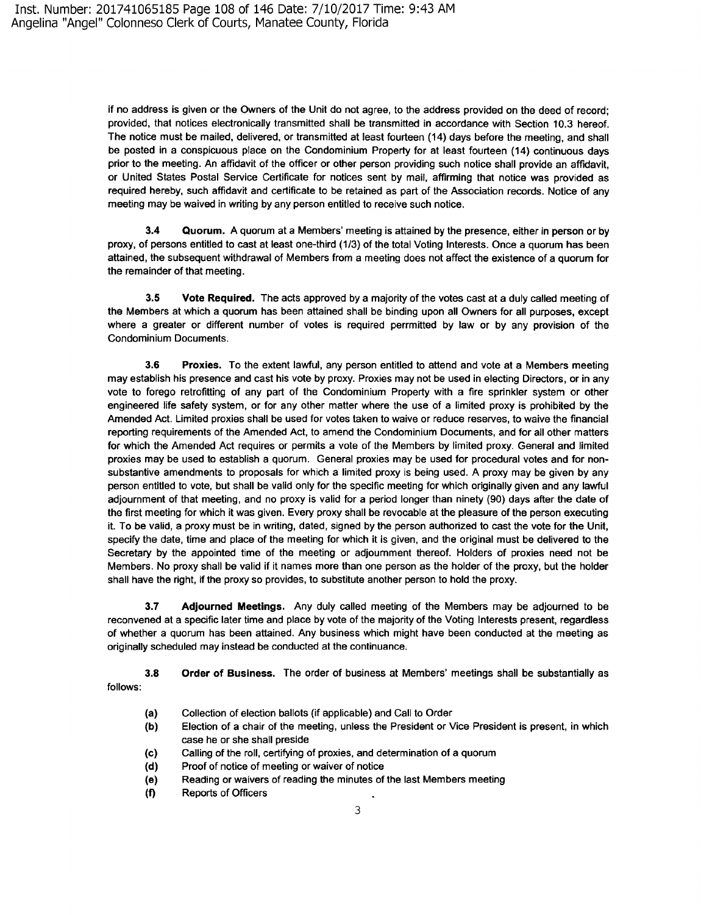if no address is given or the Owners of the Unit do not agree, to the address provided on the deed of record; provided, that notices electronically transmitted shall be transmitted in accordance with Section 10.3 hereof. The notice must be mailed, delivered, or transmitted at least fourteen (14) days before the meeting, and shall be posted in a conspicuous place on the Condominium Property for at least fourteen (14) continuous days prior to the meeting. An affidavit of the officer or other person providing such notice shall provide an affidavit, or United States Postal Service Certificate for notices sent by mail, affirming that notice was provided as required hereby, such affidavit and certificate to be retained as part of the Association records. Notice of any meeting may be waived in writing by any person entitled to receive such notice.

**3.4 Quorum.** A quorum at a Members' meeting is attained by the presence, either in person or by proxy, of persons entitled to cast at least one-third (1/3) of the total Voting Interests. Once a quorum has been attained, the subsequent withdrawal of Members from a meeting does not affect the existence of a quorum for the remainder of that meeting.

**3.5 Vote Required.** The acts approved by a majority of the votes cast at a duly called meeting of the Members at which a quorum has been attained shall be binding upon all Owners for all purposes, except where a greater or different number of votes is required perrmitted by law or by any provision of the Condominium Documents.

**3.6 Proxies.** To the extent lawful, any person entitled to attend and vote at a Members meeting may establish his presence and cast his vote by proxy. Proxies may not be used in electing Directors, or in any vote to forego retrofitting of any part of the Condominium Property with a fire sprinkler system or other engineered life safety system, or for any other matter where the use of a limited proxy is prohibited by the Amended Act. Limited proxies shall be used for votes taken to waive or reduce reserves, to waive the financial reporting requirements of the Amended Act, to amend the Condominium Documents, and for all other matters for which the Amended Act requires or permits a vote of the Members by limited proxy. General and limited proxies may be used to establish a quorum. General proxies may be used for procedural votes and for non-substantive amendments to proposals for which a limited proxy is being used. A proxy may be given by any person entitled to vote, but shall be valid only for the specific meeting for which originally given and any lawful adjournment of that meeting, and no proxy is valid for a period longer than ninety (90) days after the date of the first meeting for which it was given. Every proxy shall be revocable at the pleasure of the person executing it. To be valid, a proxy must be in writing, dated, signed by the person authorized to cast the vote for the Unit, specify the date, time and place of the meeting for which it is given, and the original must be delivered to the Secretary by the appointed time of the meeting or adjournment thereof. Holders of proxies need not be Members. No proxy shall be valid if it names more than one person as the holder of the proxy, but the holder shall have the right, if the proxy so provides, to substitute another person to hold the proxy.

**3.7 Adjourned Meetings.** Any duly called meeting of the Members may be adjourned to be reconvened at a specific later time and place by vote of the majority of the Voting Interests present, regardless of whether a quorum has been attained. Any business which might have been conducted at the meeting as originally scheduled may instead be conducted at the continuance.

**3.8 Order of Business.** The order of business at Members' meetings shall be substantially as follows:

- **(a)** Collection of election ballots (if applicable) and Call to Order
- **(b)** Election of a chair of the meeting, unless the President or Vice President is present, in which case he or she shall preside
- **(c)** Calling of the roll, certifying of proxies, and determination of a quorum
- **(d)** Proof of notice of meeting or waiver of notice
- **(e)** Reading or waivers of reading the minutes of the last Members meeting
- **(f)** Reports of Officers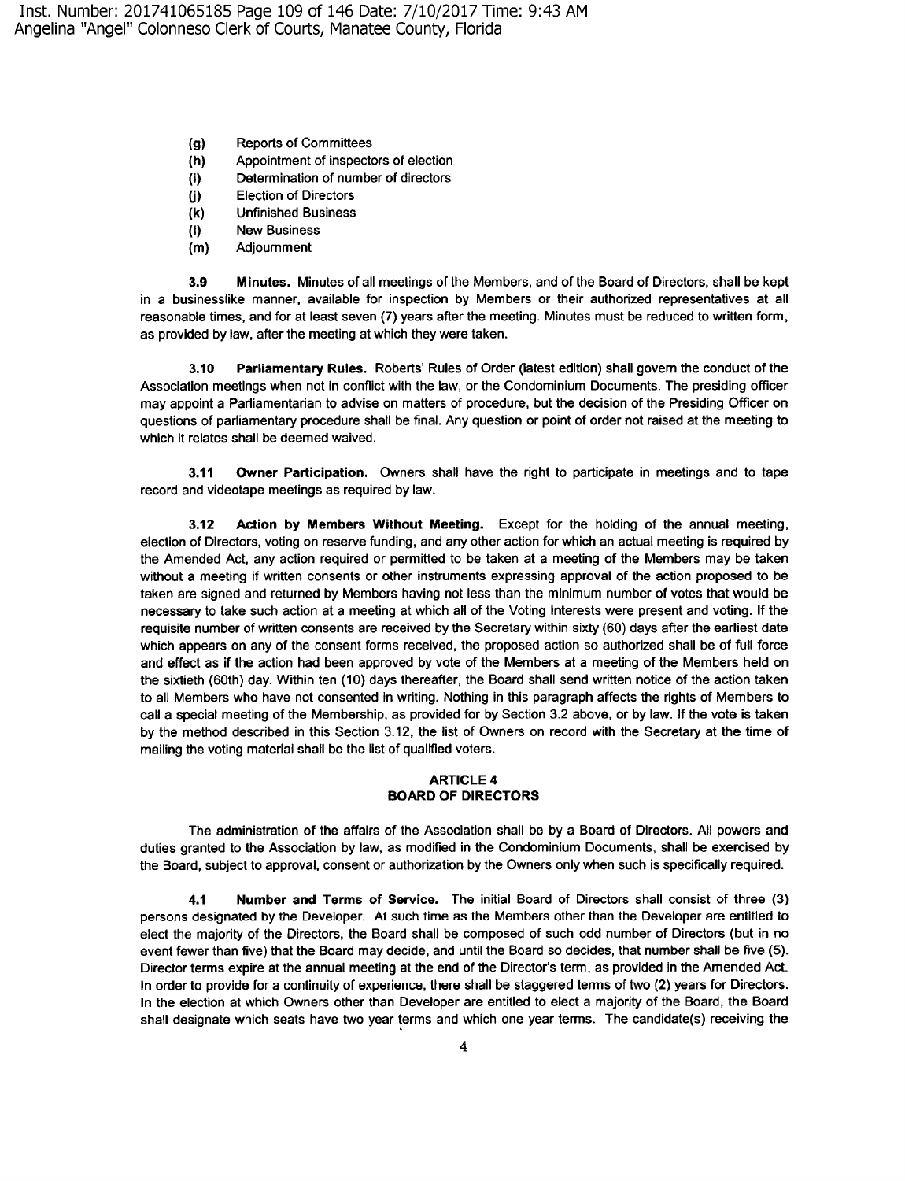- **(g)** Reports of Committees
- **(h)** Appointment of inspectors of election
- **(i)** Determination of number of directors
- **(j)** Election of Directors
- **(k)** Unfinished Business
- **(l)** New Business
- **(m)** Adjournment

**3.9 Minutes.** Minutes of all meetings of the Members, and of the Board of Directors, shall be kept in a businesslike manner, available for inspection by Members or their authorized representatives at all reasonable times, and for at least seven (7) years after the meeting. Minutes must be reduced to written form, as provided by law, after the meeting at which they were taken.

**3.10 Parliamentary Rules.** Roberts' Rules of Order (latest edition) shall govern the conduct of the Association meetings when not in conflict with the law, or the Condominium Documents. The presiding officer may appoint a Parliamentarian to advise on matters of procedure, but the decision of the Presiding Officer on questions of parliamentary procedure shall be final. Any question or point of order not raised at the meeting to which it relates shall be deemed waived.

**3.11 Owner Participation.** Owners shall have the right to participate in meetings and to tape record and videotape meetings as required by law.

**3.12 Action by Members Without Meeting.** Except for the holding of the annual meeting, election of Directors, voting on reserve funding, and any other action for which an actual meeting is required by the Amended Act, any action required or permitted to be taken at a meeting of the Members may be taken without a meeting if written consents or other instruments expressing approval of the action proposed to be taken are signed and returned by Members having not less than the minimum number of votes that would be necessary to take such action at a meeting at which all of the Voting Interests were present and voting. If the requisite number of written consents are received by the Secretary within sixty (60) days after the earliest date which appears on any of the consent forms received, the proposed action so authorized shall be of full force and effect as if the action had been approved by vote of the Members at a meeting of the Members held on the sixtieth (60th) day. Within ten (10) days thereafter, the Board shall send written notice of the action taken to all Members who have not consented in writing. Nothing in this paragraph affects the rights of Members to call a special meeting of the Membership, as provided for by Section 3.2 above, or by law. If the vote is taken by the method described in this Section 3.12, the list of Owners on record with the Secretary at the time of mailing the voting material shall be the list of qualified voters.

## ARTICLE 4
## BOARD OF DIRECTORS

The administration of the affairs of the Association shall be by a Board of Directors. All powers and duties granted to the Association by law, as modified in the Condominium Documents, shall be exercised by the Board, subject to approval, consent or authorization by the Owners only when such is specifically required.

**4.1 Number and Terms of Service.** The initial Board of Directors shall consist of three (3) persons designated by the Developer. At such time as the Members other than the Developer are entitled to elect the majority of the Directors, the Board shall be composed of such odd number of Directors (but in no event fewer than five) that the Board may decide, and until the Board so decides, that number shall be five (5). Director terms expire at the annual meeting at the end of the Director's term, as provided in the Amended Act. In order to provide for a continuity of experience, there shall be staggered terms of two (2) years for Directors. In the election at which Owners other than Developer are entitled to elect a majority of the Board, the Board shall designate which seats have two year terms and which one year terms. The candidate(s) receiving the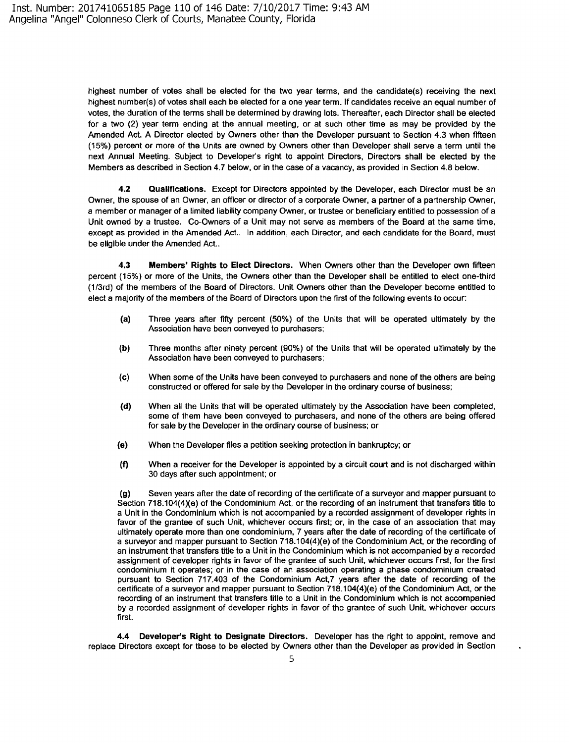highest number of votes shall be elected for the two year terms, and the candidate(s) receiving the next highest number(s) of votes shall each be elected for a one year term. If candidates receive an equal number of votes, the duration of the terms shall be determined by drawing lots. Thereafter, each Director shall be elected for a two (2) year term ending at the annual meeting, or at such other time as may be provided by the Amended Act. A Director elected by Owners other than the Developer pursuant to Section 4.3 when fifteen (15%) percent or more of the Units are owned by Owners other than Developer shall serve a term until the next Annual Meeting. Subject to Developer's right to appoint Directors, Directors shall be elected by the Members as described in Section 4.7 below, or in the case of a vacancy, as provided in Section 4.8 below.

**4.2 Qualifications.** Except for Directors appointed by the Developer, each Director must be an Owner, the spouse of an Owner, an officer or director of a corporate Owner, a partner of a partnership Owner, a member or manager of a limited liability company Owner, or trustee or beneficiary entitled to possession of a Unit owned by a trustee. Co-Owners of a Unit may not serve as members of the Board at the same time, except as provided in the Amended Act.. In addition, each Director, and each candidate for the Board, must be eligible under the Amended Act..

**4.3 Members' Rights to Elect Directors.** When Owners other than the Developer own fifteen percent (15%) or more of the Units, the Owners other than the Developer shall be entitled to elect one-third (1/3rd) of the members of the Board of Directors. Unit Owners other than the Developer become entitled to elect a majority of the members of the Board of Directors upon the first of the following events to occur:

**(a)** Three years after fifty percent (50%) of the Units that will be operated ultimately by the Association have been conveyed to purchasers;

**(b)** Three months after ninety percent (90%) of the Units that will be operated ultimately by the Association have been conveyed to purchasers;

**(c)** When some of the Units have been conveyed to purchasers and none of the others are being constructed or offered for sale by the Developer in the ordinary course of business;

**(d)** When all the Units that will be operated ultimately by the Association have been completed, some of them have been conveyed to purchasers, and none of the others are being offered for sale by the Developer in the ordinary course of business; or

**(e)** When the Developer files a petition seeking protection in bankruptcy; or

**(f)** When a receiver for the Developer is appointed by a circuit court and is not discharged within 30 days after such appointment; or

**(g)** Seven years after the date of recording of the certificate of a surveyor and mapper pursuant to Section 718.104(4)(e) of the Condominium Act, or the recording of an instrument that transfers title to a Unit in the Condominium which is not accompanied by a recorded assignment of developer rights in favor of the grantee of such Unit, whichever occurs first; or, in the case of an association that may ultimately operate more than one condominium, 7 years after the date of recording of the certificate of a surveyor and mapper pursuant to Section 718.104(4)(e) of the Condominium Act, or the recording of an instrument that transfers title to a Unit in the Condominium which is not accompanied by a recorded assignment of developer rights in favor of the grantee of such Unit, whichever occurs first, for the first condominium it operates; or in the case of an association operating a phase condominium created pursuant to Section 717.403 of the Condominium Act,7 years after the date of recording of the certificate of a surveyor and mapper pursuant to Section 718.104(4)(e) of the Condominium Act, or the recording of an instrument that transfers title to a Unit in the Condominium which is not accompanied by a recorded assignment of developer rights in favor of the grantee of such Unit, whichever occurs first.

**4.4 Developer's Right to Designate Directors.** Developer has the right to appoint, remove and replace Directors except for those to be elected by Owners other than the Developer as provided in Section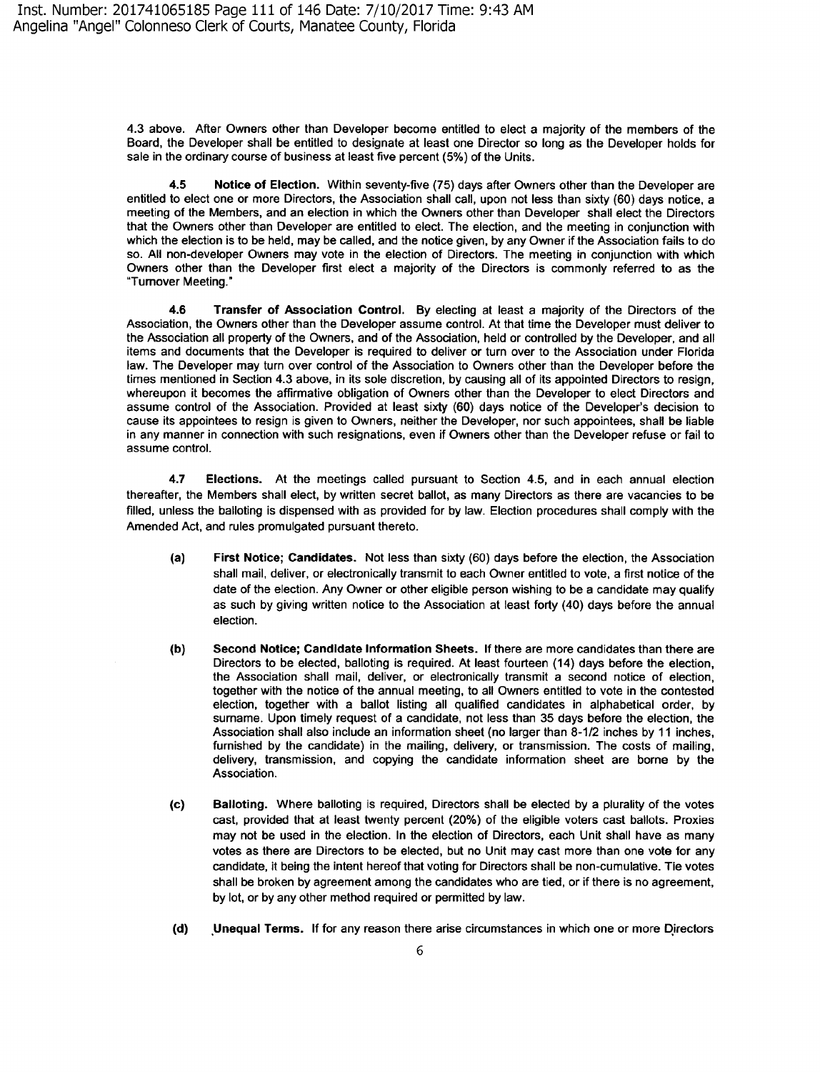4.3 above. After Owners other than Developer become entitled to elect a majority of the members of the Board, the Developer shall be entitled to designate at least one Director so long as the Developer holds for sale in the ordinary course of business at least five percent (5%) of the Units.

**4.5 Notice of Election.** Within seventy-five (75) days after Owners other than the Developer are entitled to elect one or more Directors, the Association shall call, upon not less than sixty (60) days notice, a meeting of the Members, and an election in which the Owners other than Developer shall elect the Directors that the Owners other than Developer are entitled to elect. The election, and the meeting in conjunction with which the election is to be held, may be called, and the notice given, by any Owner if the Association fails to do so. All non-developer Owners may vote in the election of Directors. The meeting in conjunction with which Owners other than the Developer first elect a majority of the Directors is commonly referred to as the "Turnover Meeting."

**4.6 Transfer of Association Control.** By electing at least a majority of the Directors of the Association, the Owners other than the Developer assume control. At that time the Developer must deliver to the Association all property of the Owners, and of the Association, held or controlled by the Developer, and all items and documents that the Developer is required to deliver or turn over to the Association under Florida law. The Developer may turn over control of the Association to Owners other than the Developer before the times mentioned in Section 4.3 above, in its sole discretion, by causing all of its appointed Directors to resign, whereupon it becomes the affirmative obligation of Owners other than the Developer to elect Directors and assume control of the Association. Provided at least sixty (60) days notice of the Developer's decision to cause its appointees to resign is given to Owners, neither the Developer, nor such appointees, shall be liable in any manner in connection with such resignations, even if Owners other than the Developer refuse or fail to assume control.

**4.7 Elections.** At the meetings called pursuant to Section 4.5, and in each annual election thereafter, the Members shall elect, by written secret ballot, as many Directors as there are vacancies to be filled, unless the balloting is dispensed with as provided for by law. Election procedures shall comply with the Amended Act, and rules promulgated pursuant thereto.

- **(a) First Notice; Candidates.** Not less than sixty (60) days before the election, the Association shall mail, deliver, or electronically transmit to each Owner entitled to vote, a first notice of the date of the election. Any Owner or other eligible person wishing to be a candidate may qualify as such by giving written notice to the Association at least forty (40) days before the annual election.

- **(b) Second Notice; Candidate Information Sheets.** If there are more candidates than there are Directors to be elected, balloting is required. At least fourteen (14) days before the election, the Association shall mail, deliver, or electronically transmit a second notice of election, together with the notice of the annual meeting, to all Owners entitled to vote in the contested election, together with a ballot listing all qualified candidates in alphabetical order, by surname. Upon timely request of a candidate, not less than 35 days before the election, the Association shall also include an information sheet (no larger than 8-1/2 inches by 11 inches, furnished by the candidate) in the mailing, delivery, or transmission. The costs of mailing, delivery, transmission, and copying the candidate information sheet are borne by the Association.

- **(c) Balloting.** Where balloting is required, Directors shall be elected by a plurality of the votes cast, provided that at least twenty percent (20%) of the eligible voters cast ballots. Proxies may not be used in the election. In the election of Directors, each Unit shall have as many votes as there are Directors to be elected, but no Unit may cast more than one vote for any candidate, it being the intent hereof that voting for Directors shall be non-cumulative. Tie votes shall be broken by agreement among the candidates who are tied, or if there is no agreement, by lot, or by any other method required or permitted by law.

- **(d) Unequal Terms.** If for any reason there arise circumstances in which one or more Directors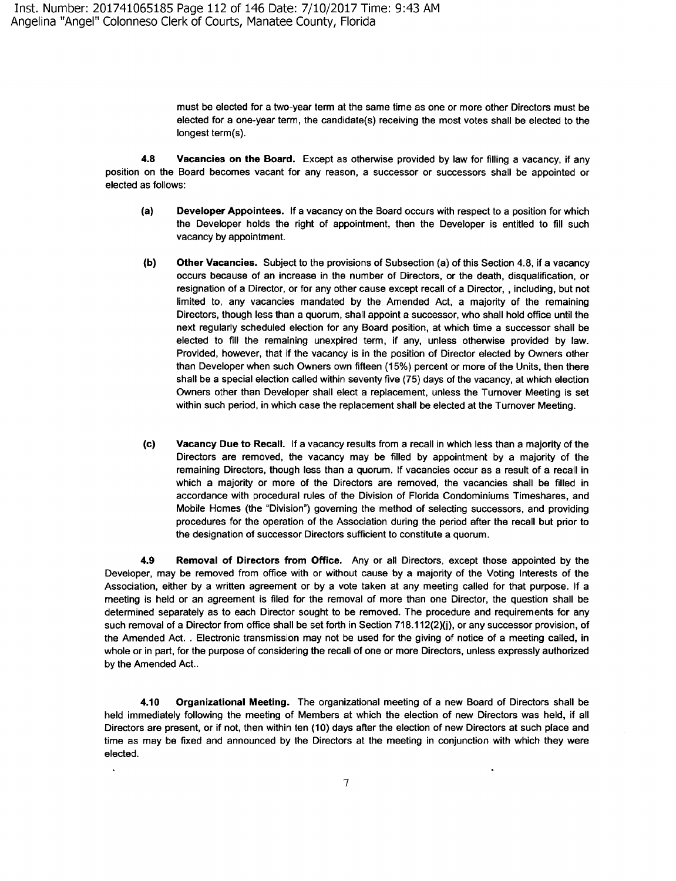must be elected for a two-year term at the same time as one or more other Directors must be elected for a one-year term, the candidate(s) receiving the most votes shall be elected to the longest term(s).

**4.8 Vacancies on the Board.** Except as otherwise provided by law for filling a vacancy, if any position on the Board becomes vacant for any reason, a successor or successors shall be appointed or elected as follows:

**(a) Developer Appointees.** If a vacancy on the Board occurs with respect to a position for which the Developer holds the right of appointment, then the Developer is entitled to fill such vacancy by appointment.

**(b) Other Vacancies.** Subject to the provisions of Subsection (a) of this Section 4.8, if a vacancy occurs because of an increase in the number of Directors, or the death, disqualification, or resignation of a Director, or for any other cause except recall of a Director, , including, but not limited to, any vacancies mandated by the Amended Act, a majority of the remaining Directors, though less than a quorum, shall appoint a successor, who shall hold office until the next regularly scheduled election for any Board position, at which time a successor shall be elected to fill the remaining unexpired term, if any, unless otherwise provided by law. Provided, however, that if the vacancy is in the position of Director elected by Owners other than Developer when such Owners own fifteen (15%) percent or more of the Units, then there shall be a special election called within seventy five (75) days of the vacancy, at which election Owners other than Developer shall elect a replacement, unless the Turnover Meeting is set within such period, in which case the replacement shall be elected at the Turnover Meeting.

**(c) Vacancy Due to Recall.** If a vacancy results from a recall in which less than a majority of the Directors are removed, the vacancy may be filled by appointment by a majority of the remaining Directors, though less than a quorum. If vacancies occur as a result of a recall in which a majority or more of the Directors are removed, the vacancies shall be filled in accordance with procedural rules of the Division of Florida Condominiums Timeshares, and Mobile Homes (the "Division") governing the method of selecting successors, and providing procedures for the operation of the Association during the period after the recall but prior to the designation of successor Directors sufficient to constitute a quorum.

**4.9 Removal of Directors from Office.** Any or all Directors, except those appointed by the Developer, may be removed from office with or without cause by a majority of the Voting Interests of the Association, either by a written agreement or by a vote taken at any meeting called for that purpose. If a meeting is held or an agreement is filed for the removal of more than one Director, the question shall be determined separately as to each Director sought to be removed. The procedure and requirements for any such removal of a Director from office shall be set forth in Section 718.112(2)(j), or any successor provision, of the Amended Act. . Electronic transmission may not be used for the giving of notice of a meeting called, in whole or in part, for the purpose of considering the recall of one or more Directors, unless expressly authorized by the Amended Act..

**4.10 Organizational Meeting.** The organizational meeting of a new Board of Directors shall be held immediately following the meeting of Members at which the election of new Directors was held, if all Directors are present, or if not, then within ten (10) days after the election of new Directors at such place and time as may be fixed and announced by the Directors at the meeting in conjunction with which they were elected.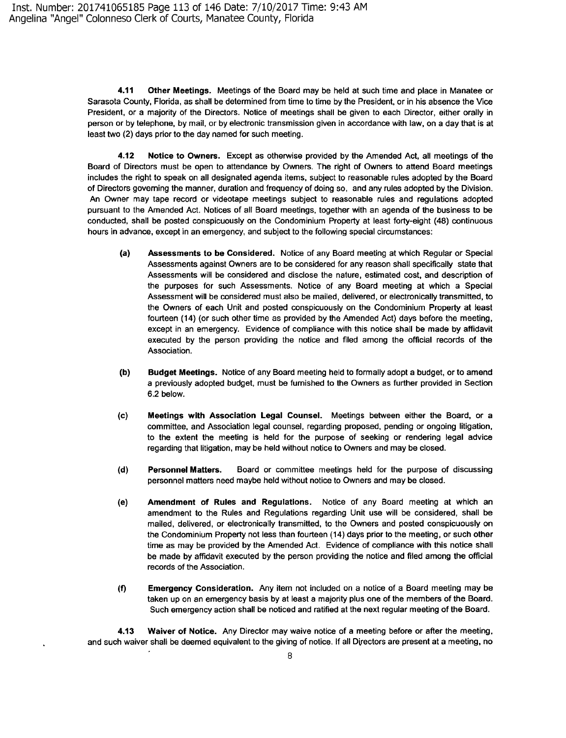**4.11 Other Meetings.** Meetings of the Board may be held at such time and place in Manatee or Sarasota County, Florida, as shall be determined from time to time by the President, or in his absence the Vice President, or a majority of the Directors. Notice of meetings shall be given to each Director, either orally in person or by telephone, by mail, or by electronic transmission given in accordance with law, on a day that is at least two (2) days prior to the day named for such meeting.

**4.12 Notice to Owners.** Except as otherwise provided by the Amended Act, all meetings of the Board of Directors must be open to attendance by Owners. The right of Owners to attend Board meetings includes the right to speak on all designated agenda items, subject to reasonable rules adopted by the Board of Directors governing the manner, duration and frequency of doing so, and any rules adopted by the Division. An Owner may tape record or videotape meetings subject to reasonable rules and regulations adopted pursuant to the Amended Act. Notices of all Board meetings, together with an agenda of the business to be conducted, shall be posted conspicuously on the Condominium Property at least forty-eight (48) continuous hours in advance, except in an emergency, and subject to the following special circumstances:

**(a) Assessments to be Considered.** Notice of any Board meeting at which Regular or Special Assessments against Owners are to be considered for any reason shall specifically state that Assessments will be considered and disclose the nature, estimated cost, and description of the purposes for such Assessments. Notice of any Board meeting at which a Special Assessment will be considered must also be mailed, delivered, or electronically transmitted, to the Owners of each Unit and posted conspicuously on the Condominium Property at least fourteen (14) (or such other time as provided by the Amended Act) days before the meeting, except in an emergency. Evidence of compliance with this notice shall be made by affidavit executed by the person providing the notice and filed among the official records of the Association.

**(b) Budget Meetings.** Notice of any Board meeting held to formally adopt a budget, or to amend a previously adopted budget, must be furnished to the Owners as further provided in Section 6.2 below.

**(c) Meetings with Association Legal Counsel.** Meetings between either the Board, or a committee, and Association legal counsel, regarding proposed, pending or ongoing litigation, to the extent the meeting is held for the purpose of seeking or rendering legal advice regarding that litigation, may be held without notice to Owners and may be closed.

**(d) Personnel Matters.** Board or committee meetings held for the purpose of discussing personnel matters need maybe held without notice to Owners and may be closed.

**(e) Amendment of Rules and Regulations.** Notice of any Board meeting at which an amendment to the Rules and Regulations regarding Unit use will be considered, shall be mailed, delivered, or electronically transmitted, to the Owners and posted conspicuously on the Condominium Property not less than fourteen (14) days prior to the meeting, or such other time as may be provided by the Amended Act. Evidence of compliance with this notice shall be made by affidavit executed by the person providing the notice and filed among the official records of the Association.

**(f) Emergency Consideration.** Any item not included on a notice of a Board meeting may be taken up on an emergency basis by at least a majority plus one of the members of the Board. Such emergency action shall be noticed and ratified at the next regular meeting of the Board.

**4.13 Waiver of Notice.** Any Director may waive notice of a meeting before or after the meeting, and such waiver shall be deemed equivalent to the giving of notice. If all Directors are present at a meeting, no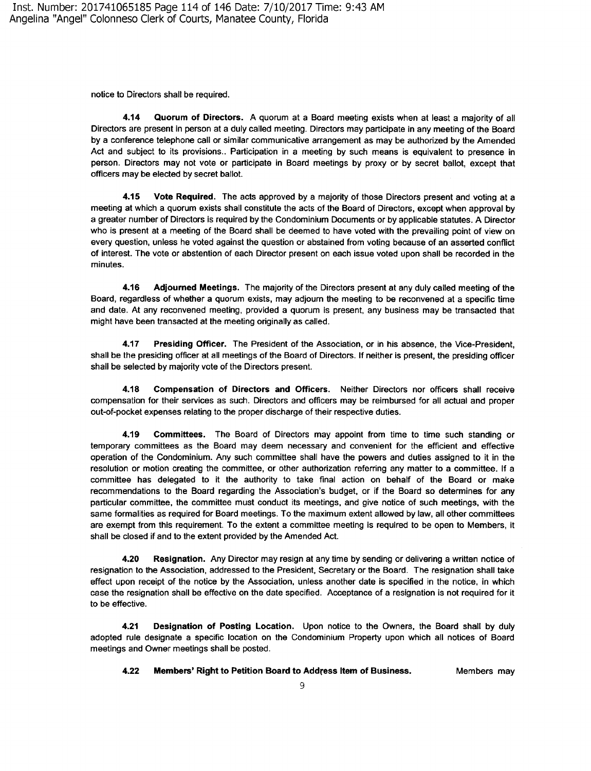notice to Directors shall be required.

**4.14 Quorum of Directors.** A quorum at a Board meeting exists when at least a majority of all Directors are present in person at a duly called meeting. Directors may participate in any meeting of the Board by a conference telephone call or similar communicative arrangement as may be authorized by the Amended Act and subject to its provisions.. Participation in a meeting by such means is equivalent to presence in person. Directors may not vote or participate in Board meetings by proxy or by secret ballot, except that officers may be elected by secret ballot.

**4.15 Vote Required.** The acts approved by a majority of those Directors present and voting at a meeting at which a quorum exists shall constitute the acts of the Board of Directors, except when approval by a greater number of Directors is required by the Condominium Documents or by applicable statutes. A Director who is present at a meeting of the Board shall be deemed to have voted with the prevailing point of view on every question, unless he voted against the question or abstained from voting because of an asserted conflict of interest. The vote or abstention of each Director present on each issue voted upon shall be recorded in the minutes.

**4.16 Adjourned Meetings.** The majority of the Directors present at any duly called meeting of the Board, regardless of whether a quorum exists, may adjourn the meeting to be reconvened at a specific time and date. At any reconvened meeting, provided a quorum is present, any business may be transacted that might have been transacted at the meeting originally as called.

**4.17 Presiding Officer.** The President of the Association, or in his absence, the Vice-President, shall be the presiding officer at all meetings of the Board of Directors. If neither is present, the presiding officer shall be selected by majority vote of the Directors present.

**4.18 Compensation of Directors and Officers.** Neither Directors nor officers shall receive compensation for their services as such. Directors and officers may be reimbursed for all actual and proper out-of-pocket expenses relating to the proper discharge of their respective duties.

**4.19 Committees.** The Board of Directors may appoint from time to time such standing or temporary committees as the Board may deem necessary and convenient for the efficient and effective operation of the Condominium. Any such committee shall have the powers and duties assigned to it in the resolution or motion creating the committee, or other authorization referring any matter to a committee. If a committee has delegated to it the authority to take final action on behalf of the Board or make recommendations to the Board regarding the Association's budget, or if the Board so determines for any particular committee, the committee must conduct its meetings, and give notice of such meetings, with the same formalities as required for Board meetings. To the maximum extent allowed by law, all other committees are exempt from this requirement. To the extent a committee meeting is required to be open to Members, it shall be closed if and to the extent provided by the Amended Act.

**4.20 Resignation.** Any Director may resign at any time by sending or delivering a written notice of resignation to the Association, addressed to the President, Secretary or the Board. The resignation shall take effect upon receipt of the notice by the Association, unless another date is specified in the notice, in which case the resignation shall be effective on the date specified. Acceptance of a resignation is not required for it to be effective.

**4.21 Designation of Posting Location.** Upon notice to the Owners, the Board shall by duly adopted rule designate a specific location on the Condominium Property upon which all notices of Board meetings and Owner meetings shall be posted.

**4.22 Members' Right to Petition Board to Address Item of Business.** Members may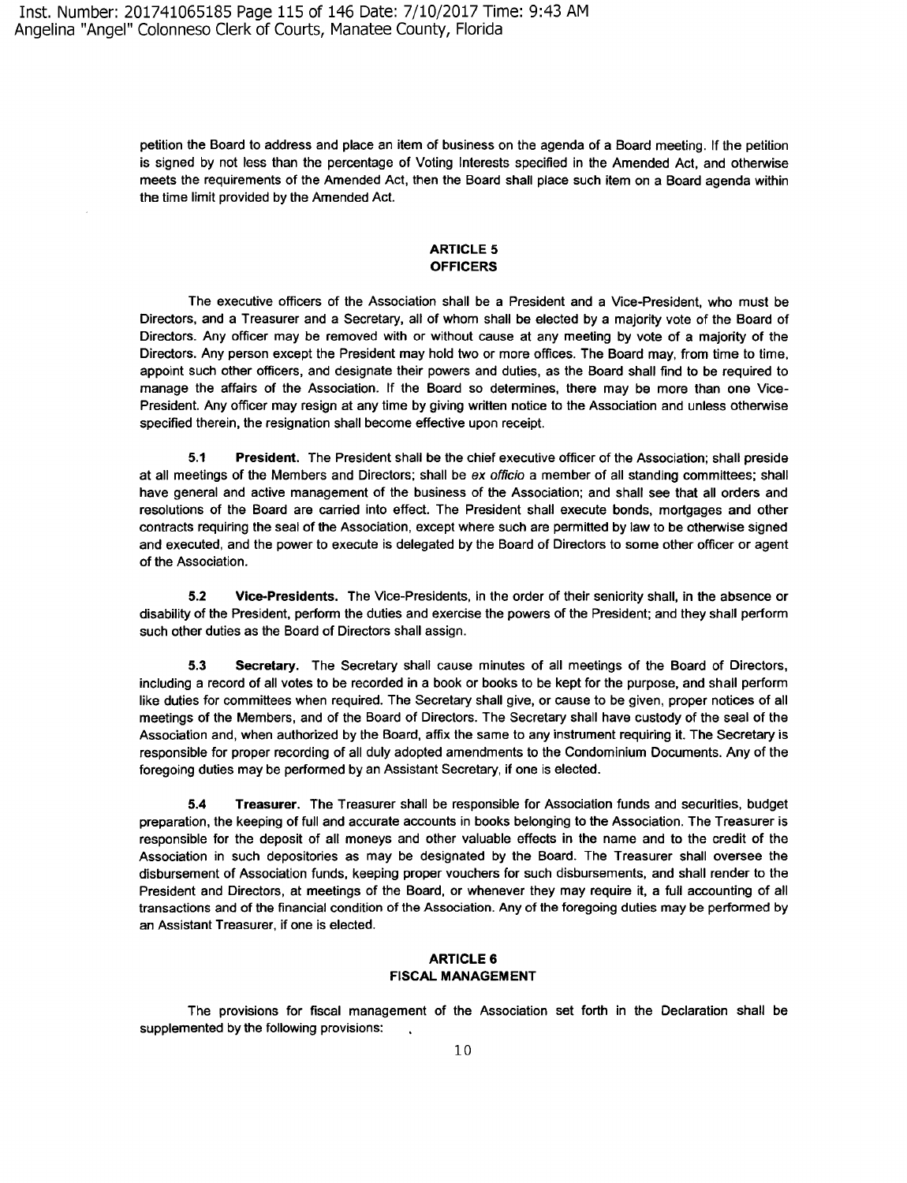petition the Board to address and place an item of business on the agenda of a Board meeting. If the petition is signed by not less than the percentage of Voting Interests specified in the Amended Act, and otherwise meets the requirements of the Amended Act, then the Board shall place such item on a Board agenda within the time limit provided by the Amended Act.

## ARTICLE 5
## OFFICERS

The executive officers of the Association shall be a President and a Vice-President, who must be Directors, and a Treasurer and a Secretary, all of whom shall be elected by a majority vote of the Board of Directors. Any officer may be removed with or without cause at any meeting by vote of a majority of the Directors. Any person except the President may hold two or more offices. The Board may, from time to time, appoint such other officers, and designate their powers and duties, as the Board shall find to be required to manage the affairs of the Association. If the Board so determines, there may be more than one Vice-President. Any officer may resign at any time by giving written notice to the Association and unless otherwise specified therein, the resignation shall become effective upon receipt.

**5.1 President.** The President shall be the chief executive officer of the Association; shall preside at all meetings of the Members and Directors; shall be *ex officio* a member of all standing committees; shall have general and active management of the business of the Association; and shall see that all orders and resolutions of the Board are carried into effect. The President shall execute bonds, mortgages and other contracts requiring the seal of the Association, except where such are permitted by law to be otherwise signed and executed, and the power to execute is delegated by the Board of Directors to some other officer or agent of the Association.

**5.2 Vice-Presidents.** The Vice-Presidents, in the order of their seniority shall, in the absence or disability of the President, perform the duties and exercise the powers of the President; and they shall perform such other duties as the Board of Directors shall assign.

**5.3 Secretary.** The Secretary shall cause minutes of all meetings of the Board of Directors, including a record of all votes to be recorded in a book or books to be kept for the purpose, and shall perform like duties for committees when required. The Secretary shall give, or cause to be given, proper notices of all meetings of the Members, and of the Board of Directors. The Secretary shall have custody of the seal of the Association and, when authorized by the Board, affix the same to any instrument requiring it. The Secretary is responsible for proper recording of all duly adopted amendments to the Condominium Documents. Any of the foregoing duties may be performed by an Assistant Secretary, if one is elected.

**5.4 Treasurer.** The Treasurer shall be responsible for Association funds and securities, budget preparation, the keeping of full and accurate accounts in books belonging to the Association. The Treasurer is responsible for the deposit of all moneys and other valuable effects in the name and to the credit of the Association in such depositories as may be designated by the Board. The Treasurer shall oversee the disbursement of Association funds, keeping proper vouchers for such disbursements, and shall render to the President and Directors, at meetings of the Board, or whenever they may require it, a full accounting of all transactions and of the financial condition of the Association. Any of the foregoing duties may be performed by an Assistant Treasurer, if one is elected.

## ARTICLE 6
## FISCAL MANAGEMENT

The provisions for fiscal management of the Association set forth in the Declaration shall be supplemented by the following provisions: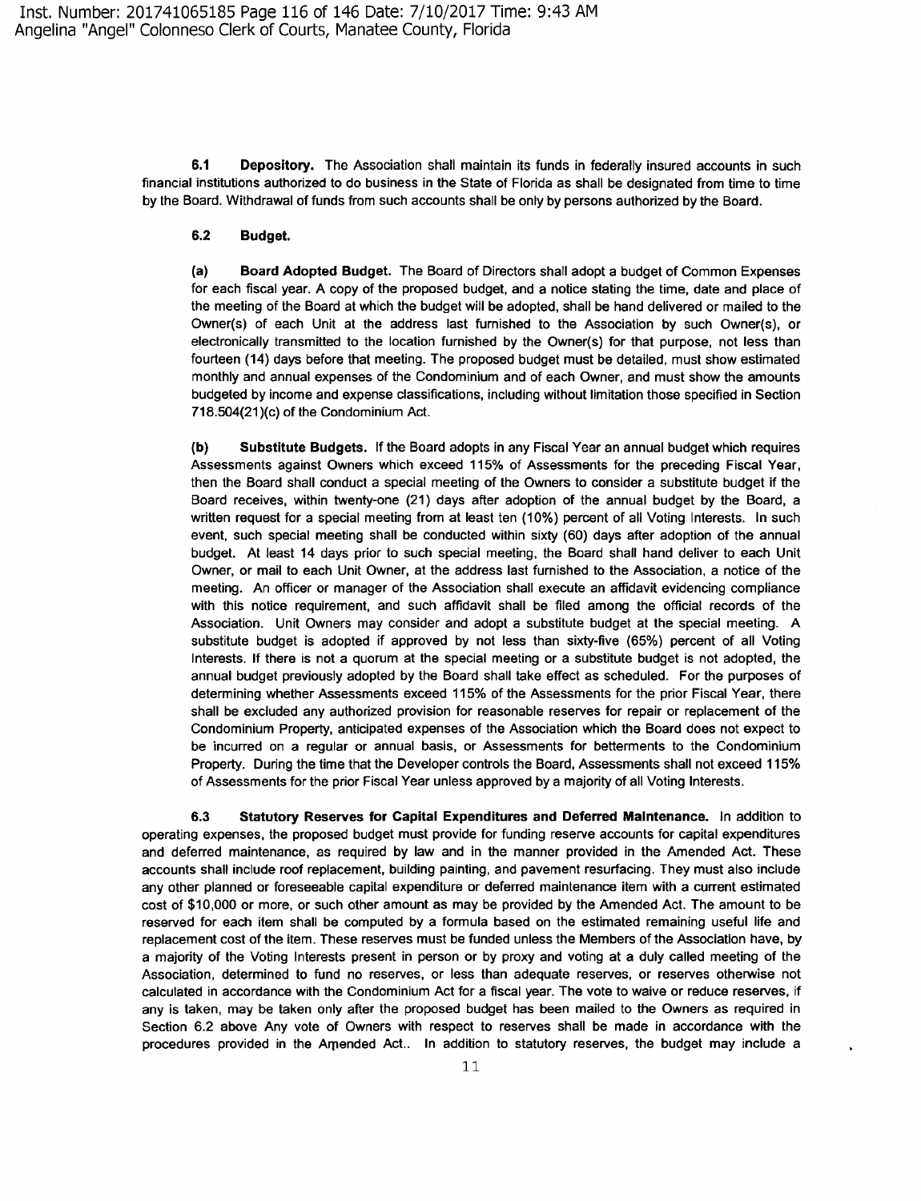**6.1 Depository.** The Association shall maintain its funds in federally insured accounts in such financial institutions authorized to do business in the State of Florida as shall be designated from time to time by the Board. Withdrawal of funds from such accounts shall be only by persons authorized by the Board.

**6.2 Budget.**

**(a) Board Adopted Budget.** The Board of Directors shall adopt a budget of Common Expenses for each fiscal year. A copy of the proposed budget, and a notice stating the time, date and place of the meeting of the Board at which the budget will be adopted, shall be hand delivered or mailed to the Owner(s) of each Unit at the address last furnished to the Association by such Owner(s), or electronically transmitted to the location furnished by the Owner(s) for that purpose, not less than fourteen (14) days before that meeting. The proposed budget must be detailed, must show estimated monthly and annual expenses of the Condominium and of each Owner, and must show the amounts budgeted by income and expense classifications, including without limitation those specified in Section 718.504(21)(c) of the Condominium Act.

**(b) Substitute Budgets.** If the Board adopts in any Fiscal Year an annual budget which requires Assessments against Owners which exceed 115% of Assessments for the preceding Fiscal Year, then the Board shall conduct a special meeting of the Owners to consider a substitute budget if the Board receives, within twenty-one (21) days after adoption of the annual budget by the Board, a written request for a special meeting from at least ten (10%) percent of all Voting Interests. In such event, such special meeting shall be conducted within sixty (60) days after adoption of the annual budget. At least 14 days prior to such special meeting, the Board shall hand deliver to each Unit Owner, or mail to each Unit Owner, at the address last furnished to the Association, a notice of the meeting. An officer or manager of the Association shall execute an affidavit evidencing compliance with this notice requirement, and such affidavit shall be filed among the official records of the Association. Unit Owners may consider and adopt a substitute budget at the special meeting. A substitute budget is adopted if approved by not less than sixty-five (65%) percent of all Voting Interests. If there is not a quorum at the special meeting or a substitute budget is not adopted, the annual budget previously adopted by the Board shall take effect as scheduled. For the purposes of determining whether Assessments exceed 115% of the Assessments for the prior Fiscal Year, there shall be excluded any authorized provision for reasonable reserves for repair or replacement of the Condominium Property, anticipated expenses of the Association which the Board does not expect to be incurred on a regular or annual basis, or Assessments for betterments to the Condominium Property. During the time that the Developer controls the Board, Assessments shall not exceed 115% of Assessments for the prior Fiscal Year unless approved by a majority of all Voting Interests.

**6.3 Statutory Reserves for Capital Expenditures and Deferred Maintenance.** In addition to operating expenses, the proposed budget must provide for funding reserve accounts for capital expenditures and deferred maintenance, as required by law and in the manner provided in the Amended Act. These accounts shall include roof replacement, building painting, and pavement resurfacing. They must also include any other planned or foreseeable capital expenditure or deferred maintenance item with a current estimated cost of $10,000 or more, or such other amount as may be provided by the Amended Act. The amount to be reserved for each item shall be computed by a formula based on the estimated remaining useful life and replacement cost of the item. These reserves must be funded unless the Members of the Association have, by a majority of the Voting Interests present in person or by proxy and voting at a duly called meeting of the Association, determined to fund no reserves, or less than adequate reserves, or reserves otherwise not calculated in accordance with the Condominium Act for a fiscal year. The vote to waive or reduce reserves, if any is taken, may be taken only after the proposed budget has been mailed to the Owners as required in Section 6.2 above Any vote of Owners with respect to reserves shall be made in accordance with the procedures provided in the Amended Act.. In addition to statutory reserves, the budget may include a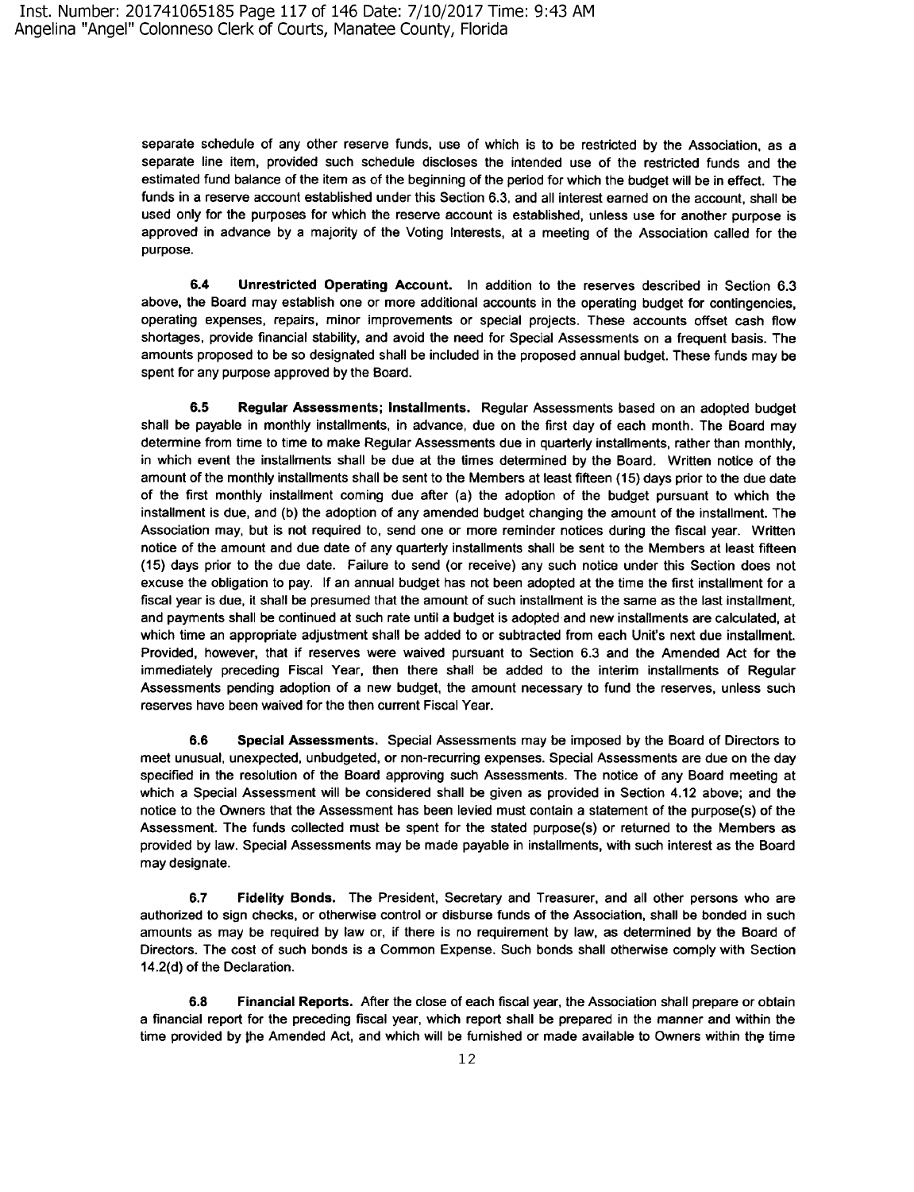separate schedule of any other reserve funds, use of which is to be restricted by the Association, as a separate line item, provided such schedule discloses the intended use of the restricted funds and the estimated fund balance of the item as of the beginning of the period for which the budget will be in effect. The funds in a reserve account established under this Section 6.3, and all interest earned on the account, shall be used only for the purposes for which the reserve account is established, unless use for another purpose is approved in advance by a majority of the Voting Interests, at a meeting of the Association called for the purpose.

**6.4 Unrestricted Operating Account.** In addition to the reserves described in Section 6.3 above, the Board may establish one or more additional accounts in the operating budget for contingencies, operating expenses, repairs, minor improvements or special projects. These accounts offset cash flow shortages, provide financial stability, and avoid the need for Special Assessments on a frequent basis. The amounts proposed to be so designated shall be included in the proposed annual budget. These funds may be spent for any purpose approved by the Board.

**6.5 Regular Assessments; Installments.** Regular Assessments based on an adopted budget shall be payable in monthly installments, in advance, due on the first day of each month. The Board may determine from time to time to make Regular Assessments due in quarterly installments, rather than monthly, in which event the installments shall be due at the times determined by the Board. Written notice of the amount of the monthly installments shall be sent to the Members at least fifteen (15) days prior to the due date of the first monthly installment coming due after (a) the adoption of the budget pursuant to which the installment is due, and (b) the adoption of any amended budget changing the amount of the installment. The Association may, but is not required to, send one or more reminder notices during the fiscal year. Written notice of the amount and due date of any quarterly installments shall be sent to the Members at least fifteen (15) days prior to the due date. Failure to send (or receive) any such notice under this Section does not excuse the obligation to pay. If an annual budget has not been adopted at the time the first installment for a fiscal year is due, it shall be presumed that the amount of such installment is the same as the last installment, and payments shall be continued at such rate until a budget is adopted and new installments are calculated, at which time an appropriate adjustment shall be added to or subtracted from each Unit's next due installment. Provided, however, that if reserves were waived pursuant to Section 6.3 and the Amended Act for the immediately preceding Fiscal Year, then there shall be added to the interim installments of Regular Assessments pending adoption of a new budget, the amount necessary to fund the reserves, unless such reserves have been waived for the then current Fiscal Year.

**6.6 Special Assessments.** Special Assessments may be imposed by the Board of Directors to meet unusual, unexpected, unbudgeted, or non-recurring expenses. Special Assessments are due on the day specified in the resolution of the Board approving such Assessments. The notice of any Board meeting at which a Special Assessment will be considered shall be given as provided in Section 4.12 above; and the notice to the Owners that the Assessment has been levied must contain a statement of the purpose(s) of the Assessment. The funds collected must be spent for the stated purpose(s) or returned to the Members as provided by law. Special Assessments may be made payable in installments, with such interest as the Board may designate.

**6.7 Fidelity Bonds.** The President, Secretary and Treasurer, and all other persons who are authorized to sign checks, or otherwise control or disburse funds of the Association, shall be bonded in such amounts as may be required by law or, if there is no requirement by law, as determined by the Board of Directors. The cost of such bonds is a Common Expense. Such bonds shall otherwise comply with Section 14.2(d) of the Declaration.

**6.8 Financial Reports.** After the close of each fiscal year, the Association shall prepare or obtain a financial report for the preceding fiscal year, which report shall be prepared in the manner and within the time provided by the Amended Act, and which will be furnished or made available to Owners within the time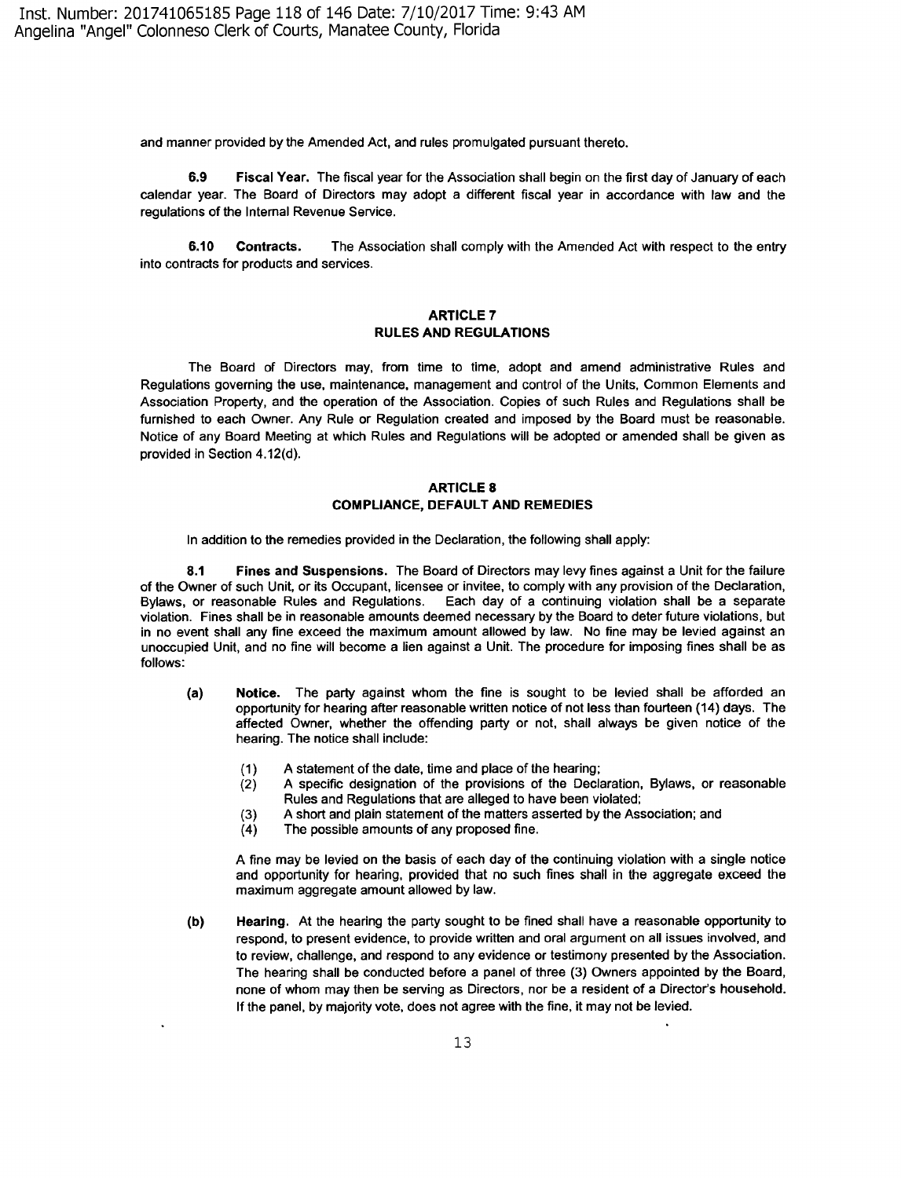and manner provided by the Amended Act, and rules promulgated pursuant thereto.

**6.9 Fiscal Year.** The fiscal year for the Association shall begin on the first day of January of each calendar year. The Board of Directors may adopt a different fiscal year in accordance with law and the regulations of the Internal Revenue Service.

**6.10 Contracts.** The Association shall comply with the Amended Act with respect to the entry into contracts for products and services.

## ARTICLE 7
## RULES AND REGULATIONS

The Board of Directors may, from time to time, adopt and amend administrative Rules and Regulations governing the use, maintenance, management and control of the Units, Common Elements and Association Property, and the operation of the Association. Copies of such Rules and Regulations shall be furnished to each Owner. Any Rule or Regulation created and imposed by the Board must be reasonable. Notice of any Board Meeting at which Rules and Regulations will be adopted or amended shall be given as provided in Section 4.12(d).

## ARTICLE 8
## COMPLIANCE, DEFAULT AND REMEDIES

In addition to the remedies provided in the Declaration, the following shall apply:

**8.1 Fines and Suspensions.** The Board of Directors may levy fines against a Unit for the failure of the Owner of such Unit, or its Occupant, licensee or invitee, to comply with any provision of the Declaration, Bylaws, or reasonable Rules and Regulations. Each day of a continuing violation shall be a separate violation. Fines shall be in reasonable amounts deemed necessary by the Board to deter future violations, but in no event shall any fine exceed the maximum amount allowed by law. No fine may be levied against an unoccupied Unit, and no fine will become a lien against a Unit. The procedure for imposing fines shall be as follows:

**(a) Notice.** The party against whom the fine is sought to be levied shall be afforded an opportunity for hearing after reasonable written notice of not less than fourteen (14) days. The affected Owner, whether the offending party or not, shall always be given notice of the hearing. The notice shall include:

(1) A statement of the date, time and place of the hearing;
(2) A specific designation of the provisions of the Declaration, Bylaws, or reasonable Rules and Regulations that are alleged to have been violated;
(3) A short and plain statement of the matters asserted by the Association; and
(4) The possible amounts of any proposed fine.

A fine may be levied on the basis of each day of the continuing violation with a single notice and opportunity for hearing, provided that no such fines shall in the aggregate exceed the maximum aggregate amount allowed by law.

**(b) Hearing.** At the hearing the party sought to be fined shall have a reasonable opportunity to respond, to present evidence, to provide written and oral argument on all issues involved, and to review, challenge, and respond to any evidence or testimony presented by the Association. The hearing shall be conducted before a panel of three (3) Owners appointed by the Board, none of whom may then be serving as Directors, nor be a resident of a Director's household. If the panel, by majority vote, does not agree with the fine, it may not be levied.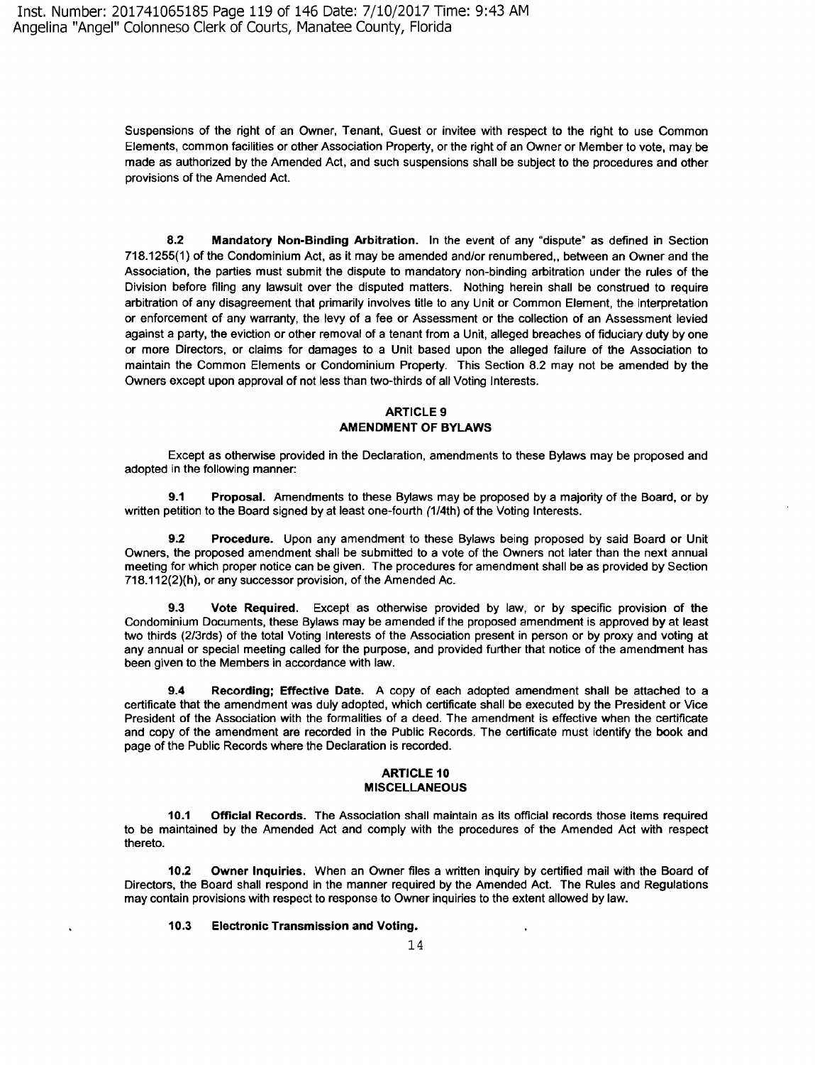Suspensions of the right of an Owner, Tenant, Guest or invitee with respect to the right to use Common Elements, common facilities or other Association Property, or the right of an Owner or Member to vote, may be made as authorized by the Amended Act, and such suspensions shall be subject to the procedures and other provisions of the Amended Act.

**8.2 Mandatory Non-Binding Arbitration.** In the event of any "dispute" as defined in Section 718.1255(1) of the Condominium Act, as it may be amended and/or renumbered,, between an Owner and the Association, the parties must submit the dispute to mandatory non-binding arbitration under the rules of the Division before filing any lawsuit over the disputed matters. Nothing herein shall be construed to require arbitration of any disagreement that primarily involves title to any Unit or Common Element, the interpretation or enforcement of any warranty, the levy of a fee or Assessment or the collection of an Assessment levied against a party, the eviction or other removal of a tenant from a Unit, alleged breaches of fiduciary duty by one or more Directors, or claims for damages to a Unit based upon the alleged failure of the Association to maintain the Common Elements or Condominium Property. This Section 8.2 may not be amended by the Owners except upon approval of not less than two-thirds of all Voting Interests.

## ARTICLE 9
## AMENDMENT OF BYLAWS

Except as otherwise provided in the Declaration, amendments to these Bylaws may be proposed and adopted in the following manner:

**9.1 Proposal.** Amendments to these Bylaws may be proposed by a majority of the Board, or by written petition to the Board signed by at least one-fourth (1/4th) of the Voting Interests.

**9.2 Procedure.** Upon any amendment to these Bylaws being proposed by said Board or Unit Owners, the proposed amendment shall be submitted to a vote of the Owners not later than the next annual meeting for which proper notice can be given. The procedures for amendment shall be as provided by Section 718.112(2)(h), or any successor provision, of the Amended Ac.

**9.3 Vote Required.** Except as otherwise provided by law, or by specific provision of the Condominium Documents, these Bylaws may be amended if the proposed amendment is approved by at least two thirds (2/3rds) of the total Voting Interests of the Association present in person or by proxy and voting at any annual or special meeting called for the purpose, and provided further that notice of the amendment has been given to the Members in accordance with law.

**9.4 Recording; Effective Date.** A copy of each adopted amendment shall be attached to a certificate that the amendment was duly adopted, which certificate shall be executed by the President or Vice President of the Association with the formalities of a deed. The amendment is effective when the certificate and copy of the amendment are recorded in the Public Records. The certificate must identify the book and page of the Public Records where the Declaration is recorded.

## ARTICLE 10
## MISCELLANEOUS

**10.1 Official Records.** The Association shall maintain as its official records those items required to be maintained by the Amended Act and comply with the procedures of the Amended Act with respect thereto.

**10.2 Owner Inquiries.** When an Owner files a written inquiry by certified mail with the Board of Directors, the Board shall respond in the manner required by the Amended Act. The Rules and Regulations may contain provisions with respect to response to Owner inquiries to the extent allowed by law.

**10.3 Electronic Transmission and Voting.**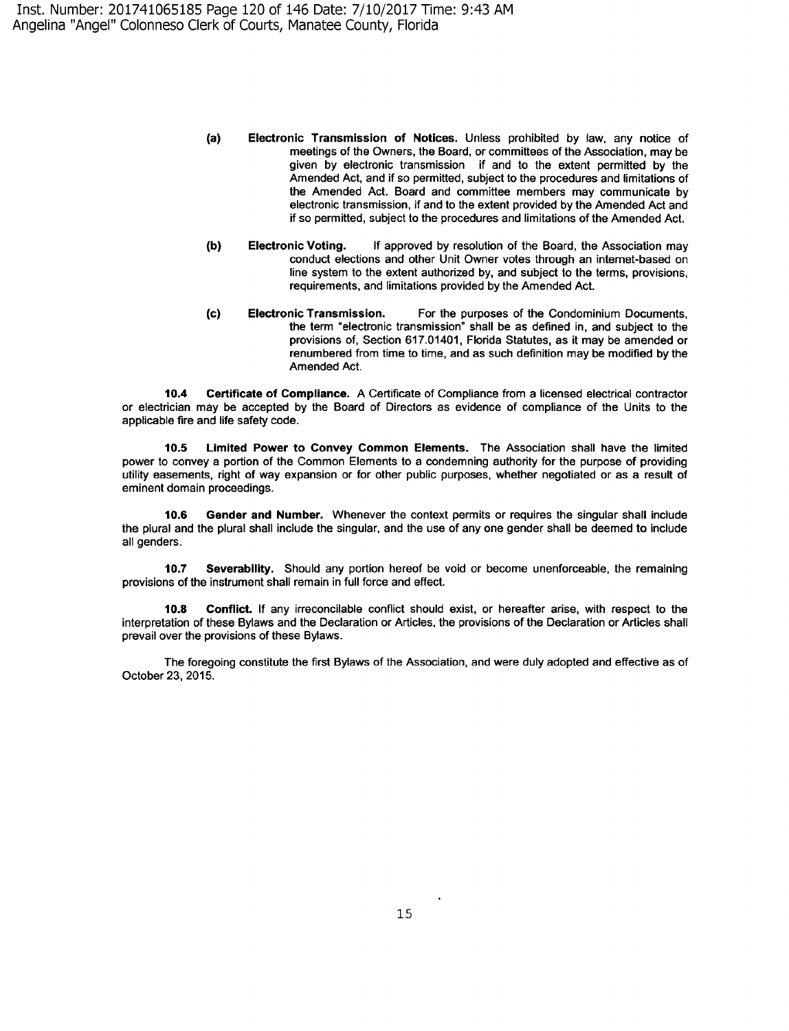**(a)** **Electronic Transmission of Notices.** Unless prohibited by law, any notice of meetings of the Owners, the Board, or committees of the Association, may be given by electronic transmission if and to the extent permitted by the Amended Act, and if so permitted, subject to the procedures and limitations of the Amended Act. Board and committee members may communicate by electronic transmission, if and to the extent provided by the Amended Act and if so permitted, subject to the procedures and limitations of the Amended Act.

**(b)** **Electronic Voting.** If approved by resolution of the Board, the Association may conduct elections and other Unit Owner votes through an internet-based on line system to the extent authorized by, and subject to the terms, provisions, requirements, and limitations provided by the Amended Act.

**(c)** **Electronic Transmission.** For the purposes of the Condominium Documents, the term "electronic transmission" shall be as defined in, and subject to the provisions of, Section 617.01401, Florida Statutes, as it may be amended or renumbered from time to time, and as such definition may be modified by the Amended Act.

**10.4** **Certificate of Compliance.** A Certificate of Compliance from a licensed electrical contractor or electrician may be accepted by the Board of Directors as evidence of compliance of the Units to the applicable fire and life safety code.

**10.5** **Limited Power to Convey Common Elements.** The Association shall have the limited power to convey a portion of the Common Elements to a condemning authority for the purpose of providing utility easements, right of way expansion or for other public purposes, whether negotiated or as a result of eminent domain proceedings.

**10.6** **Gender and Number.** Whenever the context permits or requires the singular shall include the plural and the plural shall include the singular, and the use of any one gender shall be deemed to include all genders.

**10.7** **Severability.** Should any portion hereof be void or become unenforceable, the remaining provisions of the instrument shall remain in full force and effect.

**10.8** **Conflict.** If any irreconcilable conflict should exist, or hereafter arise, with respect to the interpretation of these Bylaws and the Declaration or Articles, the provisions of the Declaration or Articles shall prevail over the provisions of these Bylaws.

The foregoing constitute the first Bylaws of the Association, and were duly adopted and effective as of October 23, 2015.